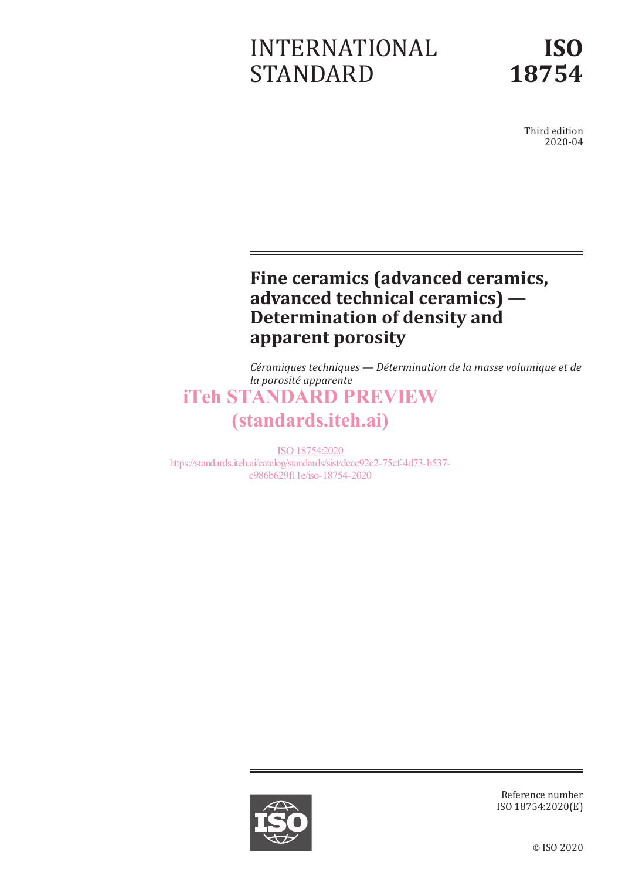# INTERNATIONAL STANDARD

# ISO 18754

Third edition
2020-04

## Fine ceramics (advanced ceramics, advanced technical ceramics) — Determination of density and apparent porosity

*Céramiques techniques — Détermination de la masse volumique et de la porosité apparente*

iTeh STANDARD PREVIEW
(standards.iteh.ai)

ISO 18754:2020
https://standards.iteh.ai/catalog/standards/sist/dccc92c2-75cf-4d73-b537-c986b629f11e/iso-18754-2020

Reference number
ISO 18754:2020(E)

© ISO 2020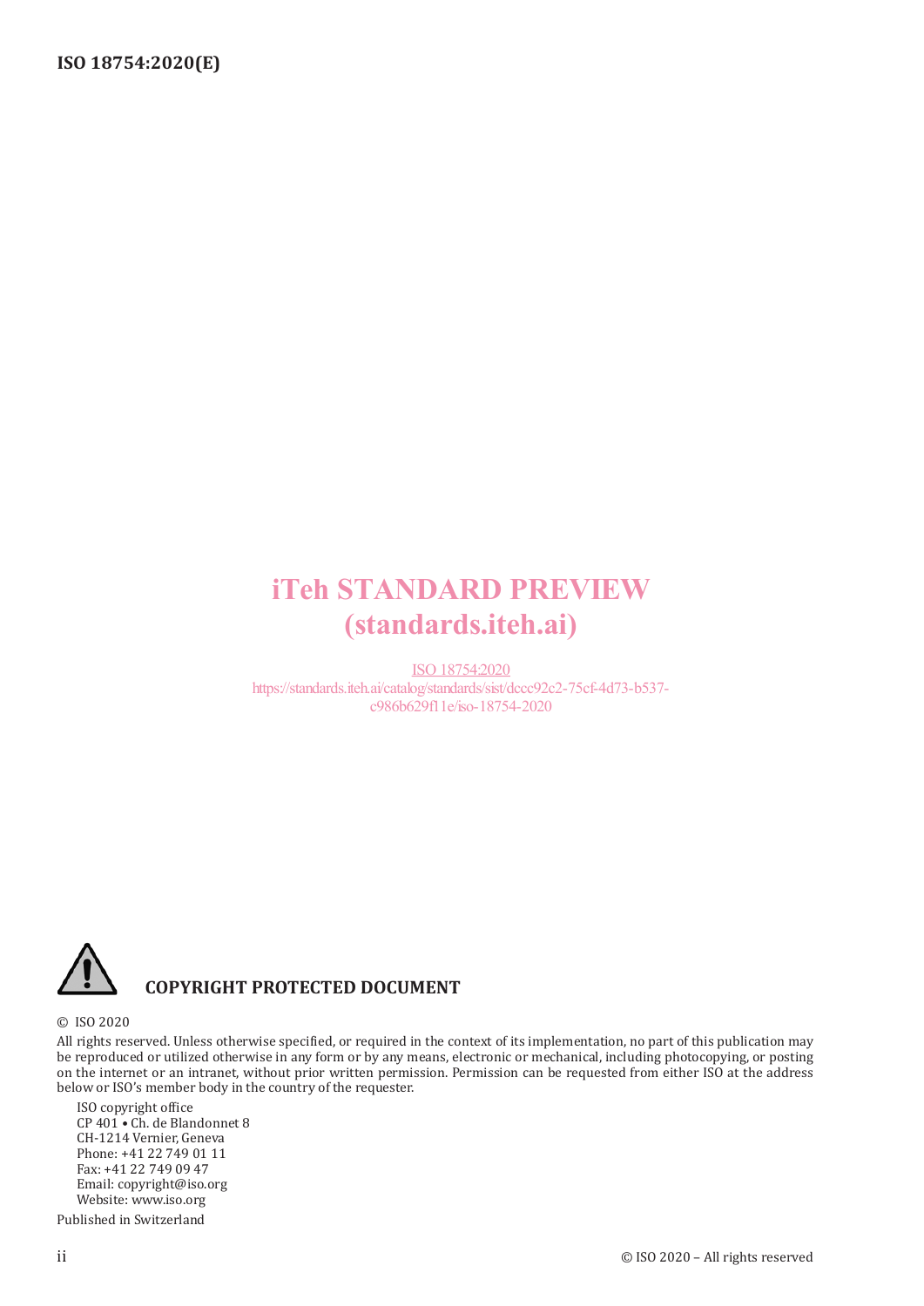iTeh STANDARD PREVIEW
(standards.iteh.ai)

ISO 18754:2020
https://standards.iteh.ai/catalog/standards/sist/dccc92c2-75cf-4d73-b537-c986b629f11e/iso-18754-2020

**COPYRIGHT PROTECTED DOCUMENT**

© ISO 2020

All rights reserved. Unless otherwise specified, or required in the context of its implementation, no part of this publication may be reproduced or utilized otherwise in any form or by any means, electronic or mechanical, including photocopying, or posting on the internet or an intranet, without prior written permission. Permission can be requested from either ISO at the address below or ISO's member body in the country of the requester.

ISO copyright office
CP 401 • Ch. de Blandonnet 8
CH-1214 Vernier, Geneva
Phone: +41 22 749 01 11
Fax: +41 22 749 09 47
Email: copyright@iso.org
Website: www.iso.org

Published in Switzerland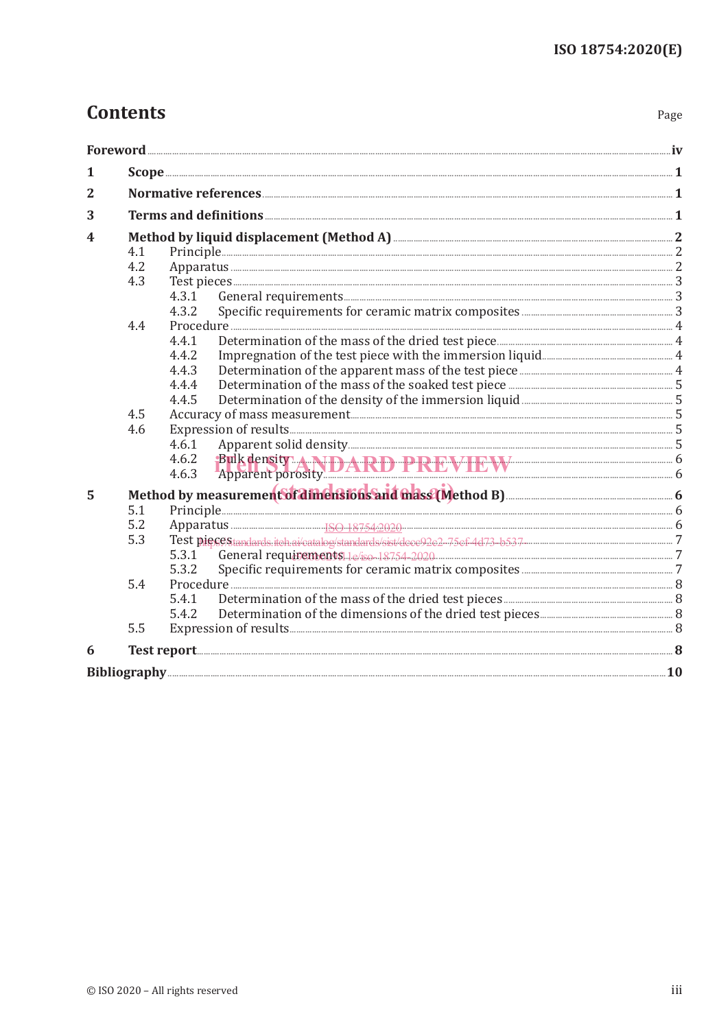# Contents

Page

Foreword ..... iv

1 Scope ..... 1

2 Normative references ..... 1

3 Terms and definitions ..... 1

4 Method by liquid displacement (Method A) ..... 2

- 4.1 Principle ..... 2
- 4.2 Apparatus ..... 2
- 4.3 Test pieces ..... 3
  - 4.3.1 General requirements ..... 3
  - 4.3.2 Specific requirements for ceramic matrix composites ..... 3
- 4.4 Procedure ..... 4
  - 4.4.1 Determination of the mass of the dried test piece ..... 4
  - 4.4.2 Impregnation of the test piece with the immersion liquid ..... 4
  - 4.4.3 Determination of the apparent mass of the test piece ..... 4
  - 4.4.4 Determination of the mass of the soaked test piece ..... 5
  - 4.4.5 Determination of the density of the immersion liquid ..... 5
- 4.5 Accuracy of mass measurement ..... 5
- 4.6 Expression of results ..... 5
  - 4.6.1 Apparent solid density ..... 5
  - 4.6.2 Bulk density ..... 6
  - 4.6.3 Apparent porosity ..... 6

5 Method by measurement of dimensions and mass (Method B) ..... 6

- 5.1 Principle ..... 6
- 5.2 Apparatus ..... 6
- 5.3 Test pieces ..... 7
  - 5.3.1 General requirements ..... 7
  - 5.3.2 Specific requirements for ceramic matrix composites ..... 7
- 5.4 Procedure ..... 8
  - 5.4.1 Determination of the mass of the dried test pieces ..... 8
  - 5.4.2 Determination of the dimensions of the dried test pieces ..... 8
- 5.5 Expression of results ..... 8

6 Test report ..... 8

Bibliography ..... 10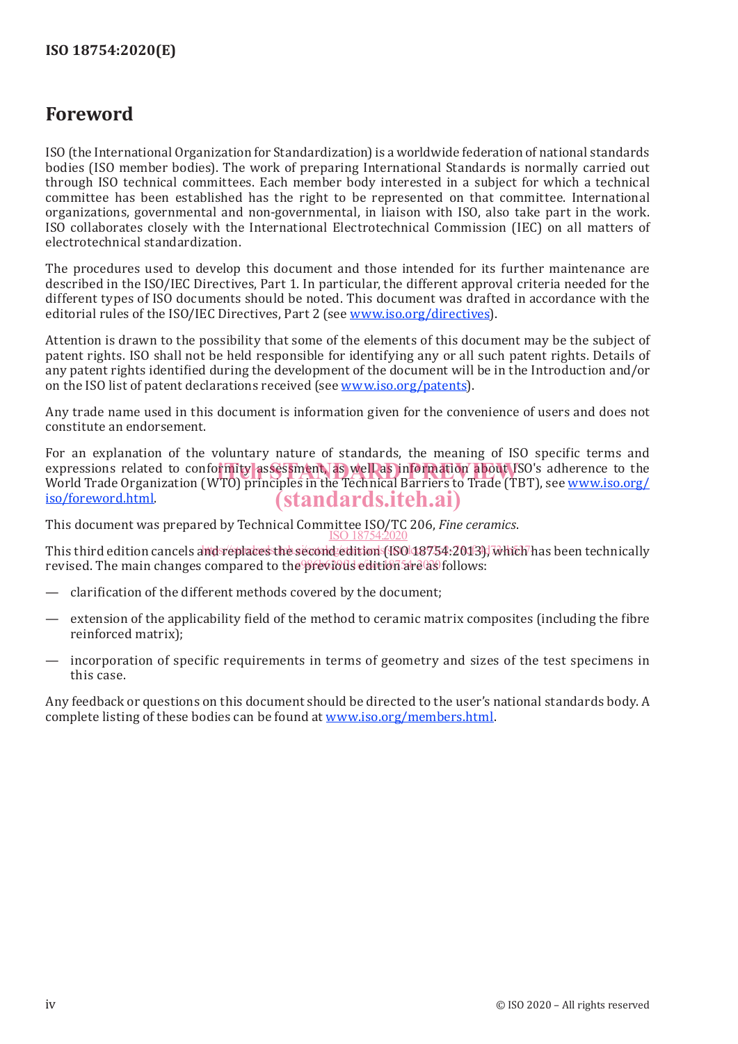# Foreword

ISO (the International Organization for Standardization) is a worldwide federation of national standards bodies (ISO member bodies). The work of preparing International Standards is normally carried out through ISO technical committees. Each member body interested in a subject for which a technical committee has been established has the right to be represented on that committee. International organizations, governmental and non-governmental, in liaison with ISO, also take part in the work. ISO collaborates closely with the International Electrotechnical Commission (IEC) on all matters of electrotechnical standardization.

The procedures used to develop this document and those intended for its further maintenance are described in the ISO/IEC Directives, Part 1. In particular, the different approval criteria needed for the different types of ISO documents should be noted. This document was drafted in accordance with the editorial rules of the ISO/IEC Directives, Part 2 (see www.iso.org/directives).

Attention is drawn to the possibility that some of the elements of this document may be the subject of patent rights. ISO shall not be held responsible for identifying any or all such patent rights. Details of any patent rights identified during the development of the document will be in the Introduction and/or on the ISO list of patent declarations received (see www.iso.org/patents).

Any trade name used in this document is information given for the convenience of users and does not constitute an endorsement.

For an explanation of the voluntary nature of standards, the meaning of ISO specific terms and expressions related to conformity assessment, as well as information about ISO's adherence to the World Trade Organization (WTO) principles in the Technical Barriers to Trade (TBT), see www.iso.org/iso/foreword.html.

This document was prepared by Technical Committee ISO/TC 206, *Fine ceramics*.

This third edition cancels and replaces the second edition (ISO 18754:2013), which has been technically revised. The main changes compared to the previous edition are as follows:

— clarification of the different methods covered by the document;

— extension of the applicability field of the method to ceramic matrix composites (including the fibre reinforced matrix);

— incorporation of specific requirements in terms of geometry and sizes of the test specimens in this case.

Any feedback or questions on this document should be directed to the user's national standards body. A complete listing of these bodies can be found at www.iso.org/members.html.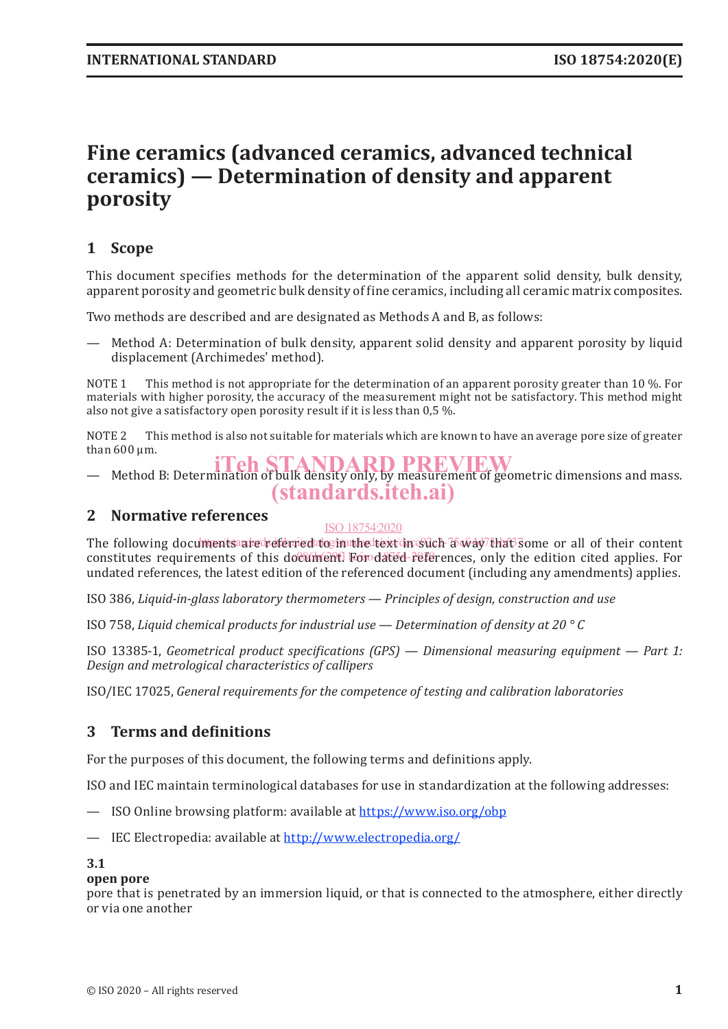# Fine ceramics (advanced ceramics, advanced technical ceramics) — Determination of density and apparent porosity

## 1 Scope

This document specifies methods for the determination of the apparent solid density, bulk density, apparent porosity and geometric bulk density of fine ceramics, including all ceramic matrix composites.

Two methods are described and are designated as Methods A and B, as follows:

— Method A: Determination of bulk density, apparent solid density and apparent porosity by liquid displacement (Archimedes' method).

NOTE 1 This method is not appropriate for the determination of an apparent porosity greater than 10 %. For materials with higher porosity, the accuracy of the measurement might not be satisfactory. This method might also not give a satisfactory open porosity result if it is less than 0,5 %.

NOTE 2 This method is also not suitable for materials which are known to have an average pore size of greater than 600 µm.

— Method B: Determination of bulk density only, by measurement of geometric dimensions and mass.

## 2 Normative references

The following documents are referred to in the text in such a way that some or all of their content constitutes requirements of this document. For dated references, only the edition cited applies. For undated references, the latest edition of the referenced document (including any amendments) applies.

ISO 386, *Liquid-in-glass laboratory thermometers — Principles of design, construction and use*

ISO 758, *Liquid chemical products for industrial use — Determination of density at 20 °C*

ISO 13385-1, *Geometrical product specifications (GPS) — Dimensional measuring equipment — Part 1: Design and metrological characteristics of callipers*

ISO/IEC 17025, *General requirements for the competence of testing and calibration laboratories*

## 3 Terms and definitions

For the purposes of this document, the following terms and definitions apply.

ISO and IEC maintain terminological databases for use in standardization at the following addresses:

— ISO Online browsing platform: available at https://www.iso.org/obp

— IEC Electropedia: available at http://www.electropedia.org/

**3.1**
**open pore**
pore that is penetrated by an immersion liquid, or that is connected to the atmosphere, either directly or via one another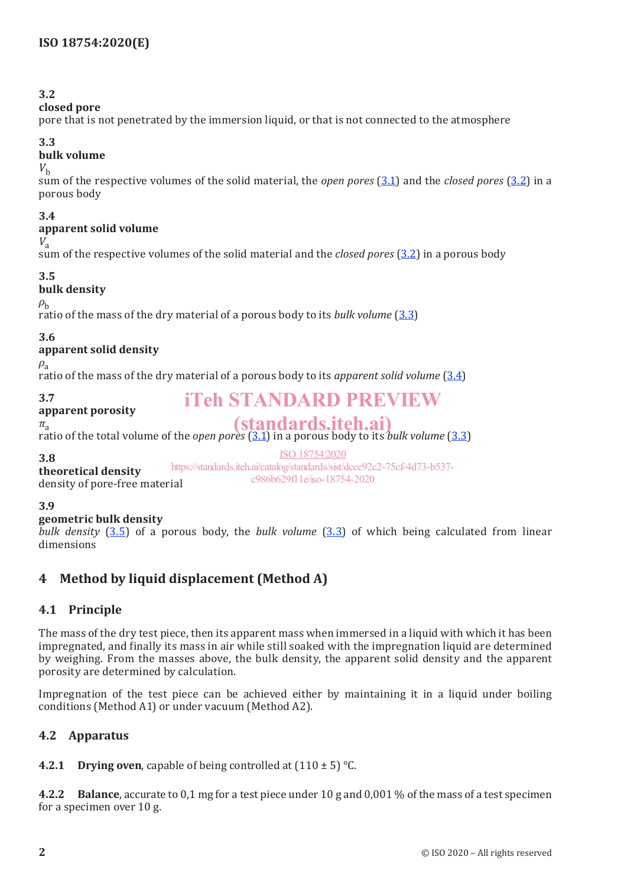**3.2**

**closed pore**

pore that is not penetrated by the immersion liquid, or that is not connected to the atmosphere

**3.3**

**bulk volume**

$V_b$

sum of the respective volumes of the solid material, the *open pores* (3.1) and the *closed pores* (3.2) in a porous body

**3.4**

**apparent solid volume**

$V_a$

sum of the respective volumes of the solid material and the *closed pores* (3.2) in a porous body

**3.5**

**bulk density**

$\rho_b$

ratio of the mass of the dry material of a porous body to its *bulk volume* (3.3)

**3.6**

**apparent solid density**

$\rho_a$

ratio of the mass of the dry material of a porous body to its *apparent solid volume* (3.4)

**3.7**

**apparent porosity**

$\pi_a$

ratio of the total volume of the *open pores* (3.1) in a porous body to its *bulk volume* (3.3)

**3.8**

**theoretical density**

density of pore-free material

**3.9**

**geometric bulk density**

*bulk density* (3.5) of a porous body, the *bulk volume* (3.3) of which being calculated from linear dimensions

## 4 Method by liquid displacement (Method A)

### 4.1 Principle

The mass of the dry test piece, then its apparent mass when immersed in a liquid with which it has been impregnated, and finally its mass in air while still soaked with the impregnation liquid are determined by weighing. From the masses above, the bulk density, the apparent solid density and the apparent porosity are determined by calculation.

Impregnation of the test piece can be achieved either by maintaining it in a liquid under boiling conditions (Method A1) or under vacuum (Method A2).

### 4.2 Apparatus

**4.2.1 Drying oven**, capable of being controlled at (110 ± 5) °C.

**4.2.2 Balance**, accurate to 0,1 mg for a test piece under 10 g and 0,001 % of the mass of a test specimen for a specimen over 10 g.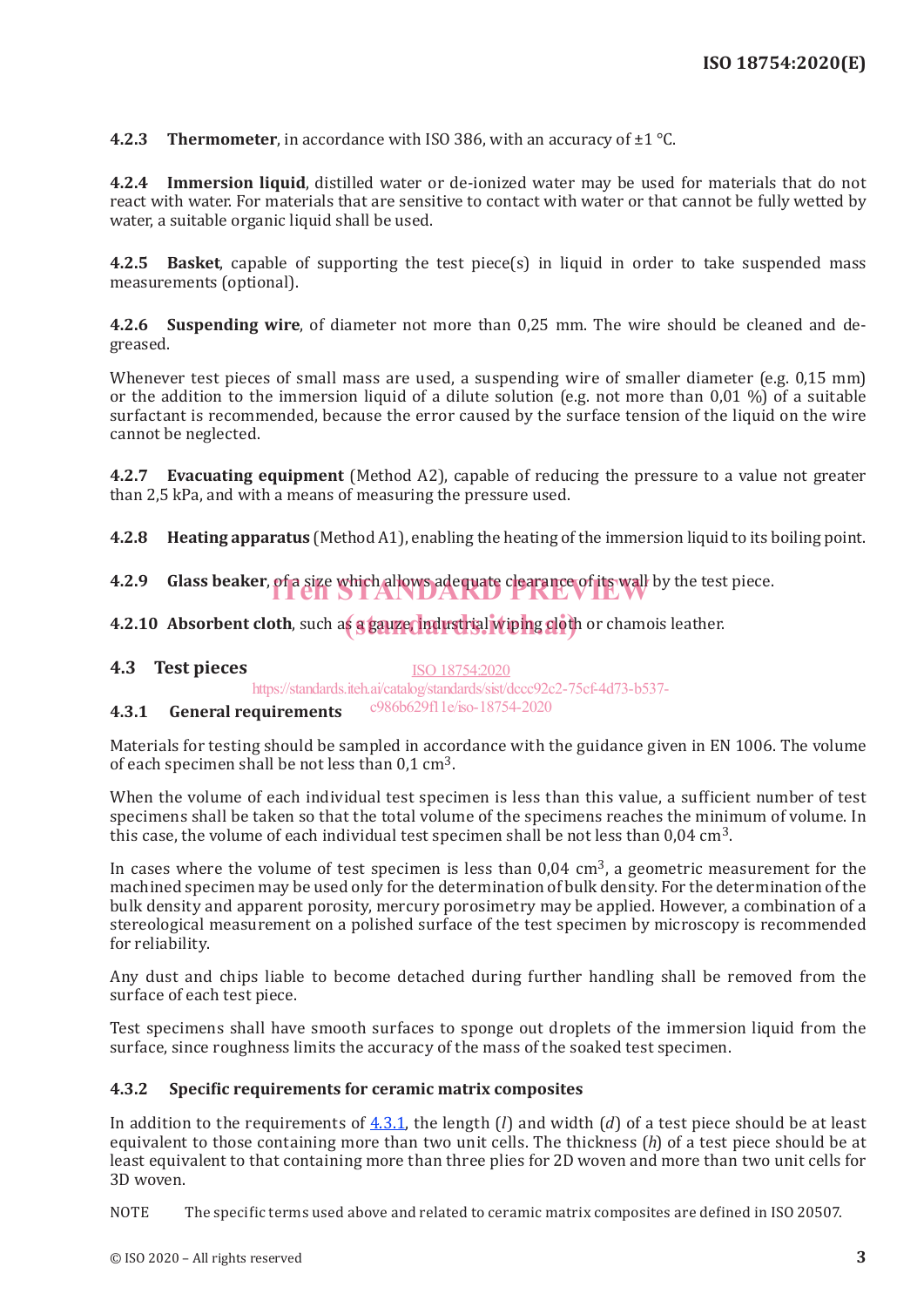**4.2.3 Thermometer**, in accordance with ISO 386, with an accuracy of ±1 °C.

**4.2.4 Immersion liquid**, distilled water or de-ionized water may be used for materials that do not react with water. For materials that are sensitive to contact with water or that cannot be fully wetted by water, a suitable organic liquid shall be used.

**4.2.5 Basket**, capable of supporting the test piece(s) in liquid in order to take suspended mass measurements (optional).

**4.2.6 Suspending wire**, of diameter not more than 0,25 mm. The wire should be cleaned and de-greased.

Whenever test pieces of small mass are used, a suspending wire of smaller diameter (e.g. 0,15 mm) or the addition to the immersion liquid of a dilute solution (e.g. not more than 0,01 %) of a suitable surfactant is recommended, because the error caused by the surface tension of the liquid on the wire cannot be neglected.

**4.2.7 Evacuating equipment** (Method A2), capable of reducing the pressure to a value not greater than 2,5 kPa, and with a means of measuring the pressure used.

**4.2.8 Heating apparatus** (Method A1), enabling the heating of the immersion liquid to its boiling point.

**4.2.9 Glass beaker**, of a size which allows adequate clearance of its wall by the test piece.

**4.2.10 Absorbent cloth**, such as a gauze, industrial wiping cloth or chamois leather.

## 4.3 Test pieces

### 4.3.1 General requirements

Materials for testing should be sampled in accordance with the guidance given in EN 1006. The volume of each specimen shall be not less than 0,1 $cm^3$.

When the volume of each individual test specimen is less than this value, a sufficient number of test specimens shall be taken so that the total volume of the specimens reaches the minimum of volume. In this case, the volume of each individual test specimen shall be not less than 0,04 $cm^3$.

In cases where the volume of test specimen is less than 0,04 $cm^3$, a geometric measurement for the machined specimen may be used only for the determination of bulk density. For the determination of the bulk density and apparent porosity, mercury porosimetry may be applied. However, a combination of a stereological measurement on a polished surface of the test specimen by microscopy is recommended for reliability.

Any dust and chips liable to become detached during further handling shall be removed from the surface of each test piece.

Test specimens shall have smooth surfaces to sponge out droplets of the immersion liquid from the surface, since roughness limits the accuracy of the mass of the soaked test specimen.

### 4.3.2 Specific requirements for ceramic matrix composites

In addition to the requirements of 4.3.1, the length ($l$) and width ($d$) of a test piece should be at least equivalent to those containing more than two unit cells. The thickness ($h$) of a test piece should be at least equivalent to that containing more than three plies for 2D woven and more than two unit cells for 3D woven.

NOTE The specific terms used above and related to ceramic matrix composites are defined in ISO 20507.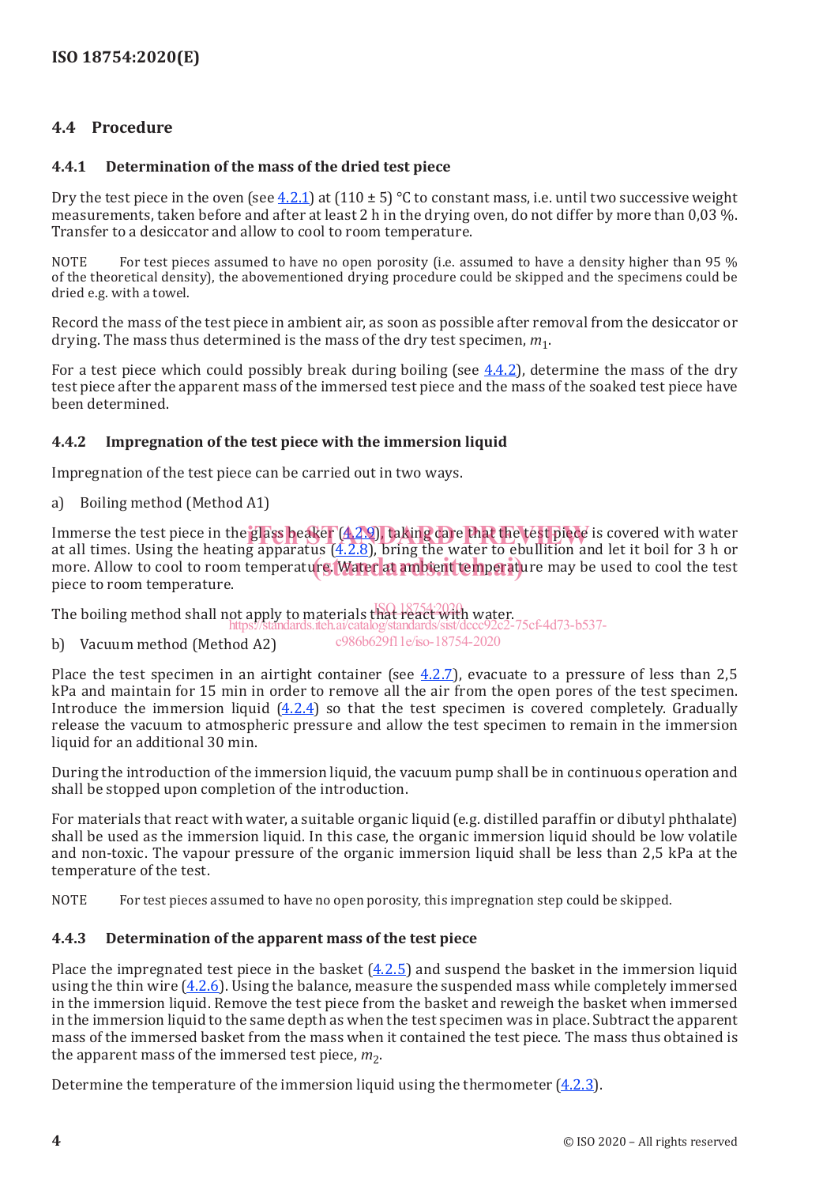## 4.4 Procedure

### 4.4.1 Determination of the mass of the dried test piece

Dry the test piece in the oven (see 4.2.1) at (110 ± 5) °C to constant mass, i.e. until two successive weight measurements, taken before and after at least 2 h in the drying oven, do not differ by more than 0,03 %. Transfer to a desiccator and allow to cool to room temperature.

NOTE For test pieces assumed to have no open porosity (i.e. assumed to have a density higher than 95 % of the theoretical density), the abovementioned drying procedure could be skipped and the specimens could be dried e.g. with a towel.

Record the mass of the test piece in ambient air, as soon as possible after removal from the desiccator or drying. The mass thus determined is the mass of the dry test specimen, $m_1$.

For a test piece which could possibly break during boiling (see 4.4.2), determine the mass of the dry test piece after the apparent mass of the immersed test piece and the mass of the soaked test piece have been determined.

### 4.4.2 Impregnation of the test piece with the immersion liquid

Impregnation of the test piece can be carried out in two ways.

a) Boiling method (Method A1)

Immerse the test piece in the glass beaker (4.2.9), taking care that the test piece is covered with water at all times. Using the heating apparatus (4.2.8), bring the water to ebullition and let it boil for 3 h or more. Allow to cool to room temperature. Water at ambient temperature may be used to cool the test piece to room temperature.

The boiling method shall not apply to materials that react with water.

b) Vacuum method (Method A2)

Place the test specimen in an airtight container (see 4.2.7), evacuate to a pressure of less than 2,5 kPa and maintain for 15 min in order to remove all the air from the open pores of the test specimen. Introduce the immersion liquid (4.2.4) so that the test specimen is covered completely. Gradually release the vacuum to atmospheric pressure and allow the test specimen to remain in the immersion liquid for an additional 30 min.

During the introduction of the immersion liquid, the vacuum pump shall be in continuous operation and shall be stopped upon completion of the introduction.

For materials that react with water, a suitable organic liquid (e.g. distilled paraffin or dibutyl phthalate) shall be used as the immersion liquid. In this case, the organic immersion liquid should be low volatile and non-toxic. The vapour pressure of the organic immersion liquid shall be less than 2,5 kPa at the temperature of the test.

NOTE For test pieces assumed to have no open porosity, this impregnation step could be skipped.

### 4.4.3 Determination of the apparent mass of the test piece

Place the impregnated test piece in the basket (4.2.5) and suspend the basket in the immersion liquid using the thin wire (4.2.6). Using the balance, measure the suspended mass while completely immersed in the immersion liquid. Remove the test piece from the basket and reweigh the basket when immersed in the immersion liquid to the same depth as when the test specimen was in place. Subtract the apparent mass of the immersed basket from the mass when it contained the test piece. The mass thus obtained is the apparent mass of the immersed test piece, $m_2$.

Determine the temperature of the immersion liquid using the thermometer (4.2.3).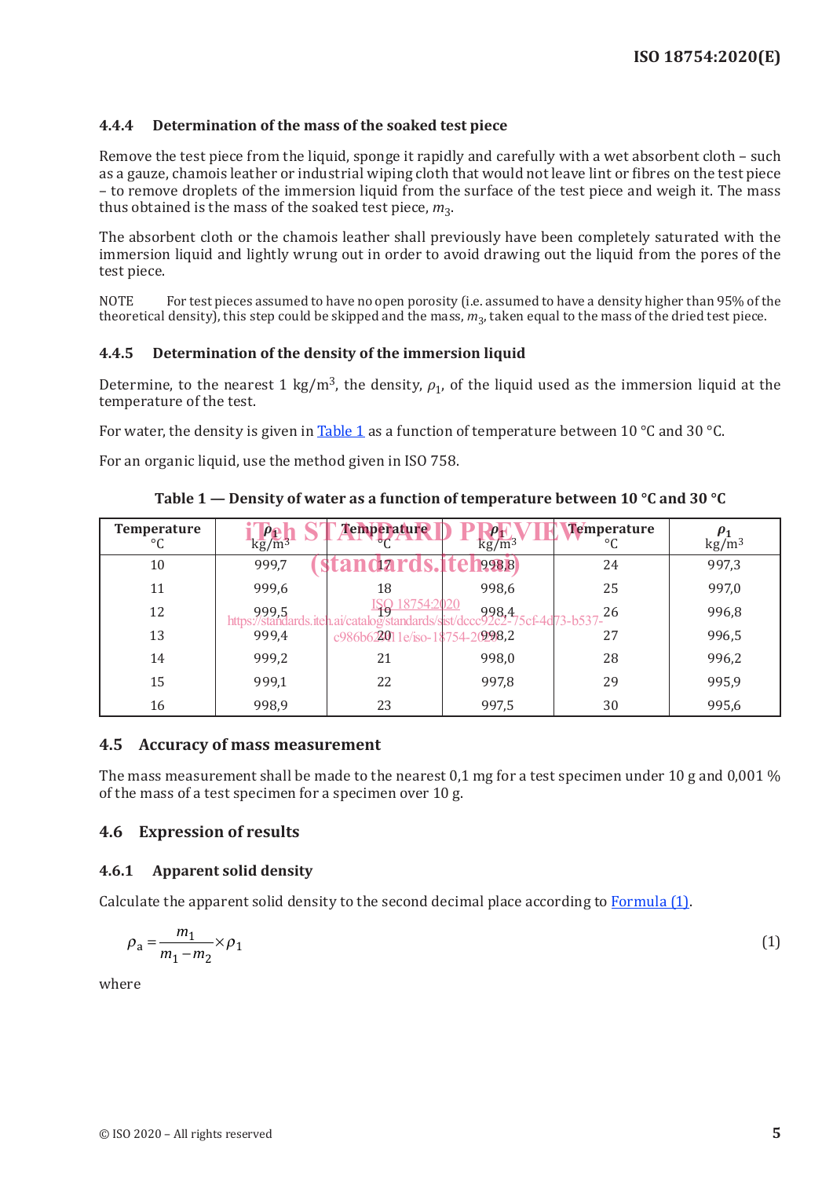#### 4.4.4 Determination of the mass of the soaked test piece

Remove the test piece from the liquid, sponge it rapidly and carefully with a wet absorbent cloth – such as a gauze, chamois leather or industrial wiping cloth that would not leave lint or fibres on the test piece – to remove droplets of the immersion liquid from the surface of the test piece and weigh it. The mass thus obtained is the mass of the soaked test piece, $m_3$.

The absorbent cloth or the chamois leather shall previously have been completely saturated with the immersion liquid and lightly wrung out in order to avoid drawing out the liquid from the pores of the test piece.

NOTE For test pieces assumed to have no open porosity (i.e. assumed to have a density higher than 95% of the theoretical density), this step could be skipped and the mass, $m_3$, taken equal to the mass of the dried test piece.

#### 4.4.5 Determination of the density of the immersion liquid

Determine, to the nearest 1 kg/m³, the density, $\rho_1$, of the liquid used as the immersion liquid at the temperature of the test.

For water, the density is given in Table 1 as a function of temperature between 10 °C and 30 °C.

For an organic liquid, use the method given in ISO 758.

**Table 1 — Density of water as a function of temperature between 10 °C and 30 °C**

| Temperature °C | $\rho_1$ kg/m³ | Temperature °C | $\rho_1$ kg/m³ | Temperature °C | $\rho_1$ kg/m³ |
|---|---|---|---|---|---|
| 10 | 999,7 | 17 | 998,8 | 24 | 997,3 |
| 11 | 999,6 | 18 | 998,6 | 25 | 997,0 |
| 12 | 999,5 | 19 | 998,4 | 26 | 996,8 |
| 13 | 999,4 | 20 | 998,2 | 27 | 996,5 |
| 14 | 999,2 | 21 | 998,0 | 28 | 996,2 |
| 15 | 999,1 | 22 | 997,8 | 29 | 995,9 |
| 16 | 998,9 | 23 | 997,5 | 30 | 995,6 |

### 4.5 Accuracy of mass measurement

The mass measurement shall be made to the nearest 0,1 mg for a test specimen under 10 g and 0,001 % of the mass of a test specimen for a specimen over 10 g.

### 4.6 Expression of results

#### 4.6.1 Apparent solid density

Calculate the apparent solid density to the second decimal place according to Formula (1).

$$\rho_a = \frac{m_1}{m_1 - m_2} \times \rho_1 \tag{1}$$

where